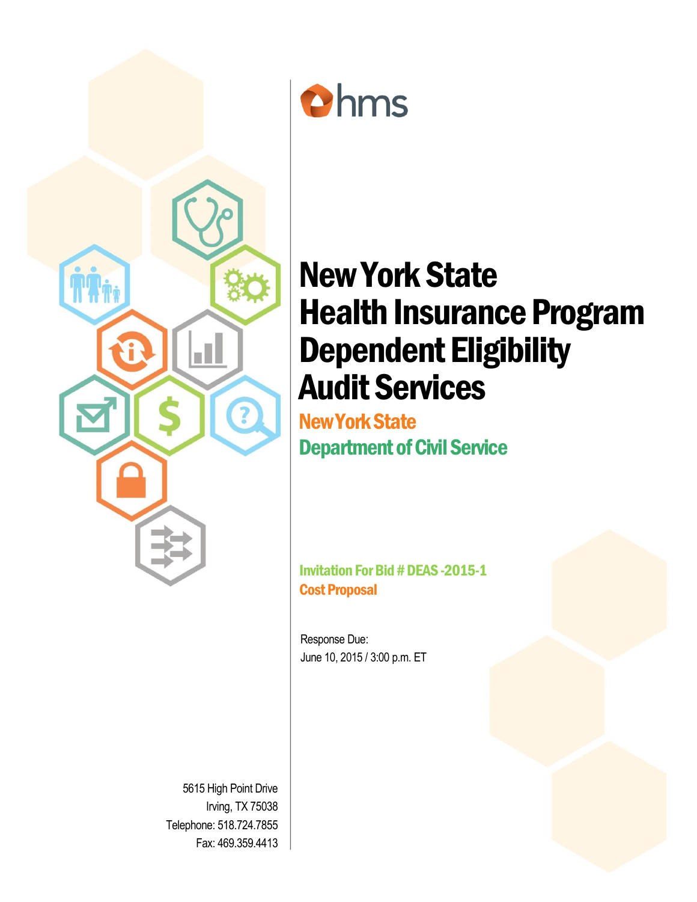hms

# New York State Health Insurance Program Dependent Eligibility Audit Services

## New York State Department of Civil Service

**Invitation For Bid # DEAS -2015-1**

**Cost Proposal**

Response Due:
June 10, 2015 / 3:00 p.m. ET

5615 High Point Drive
Irving, TX 75038
Telephone: 518.724.7855
Fax: 469.359.4413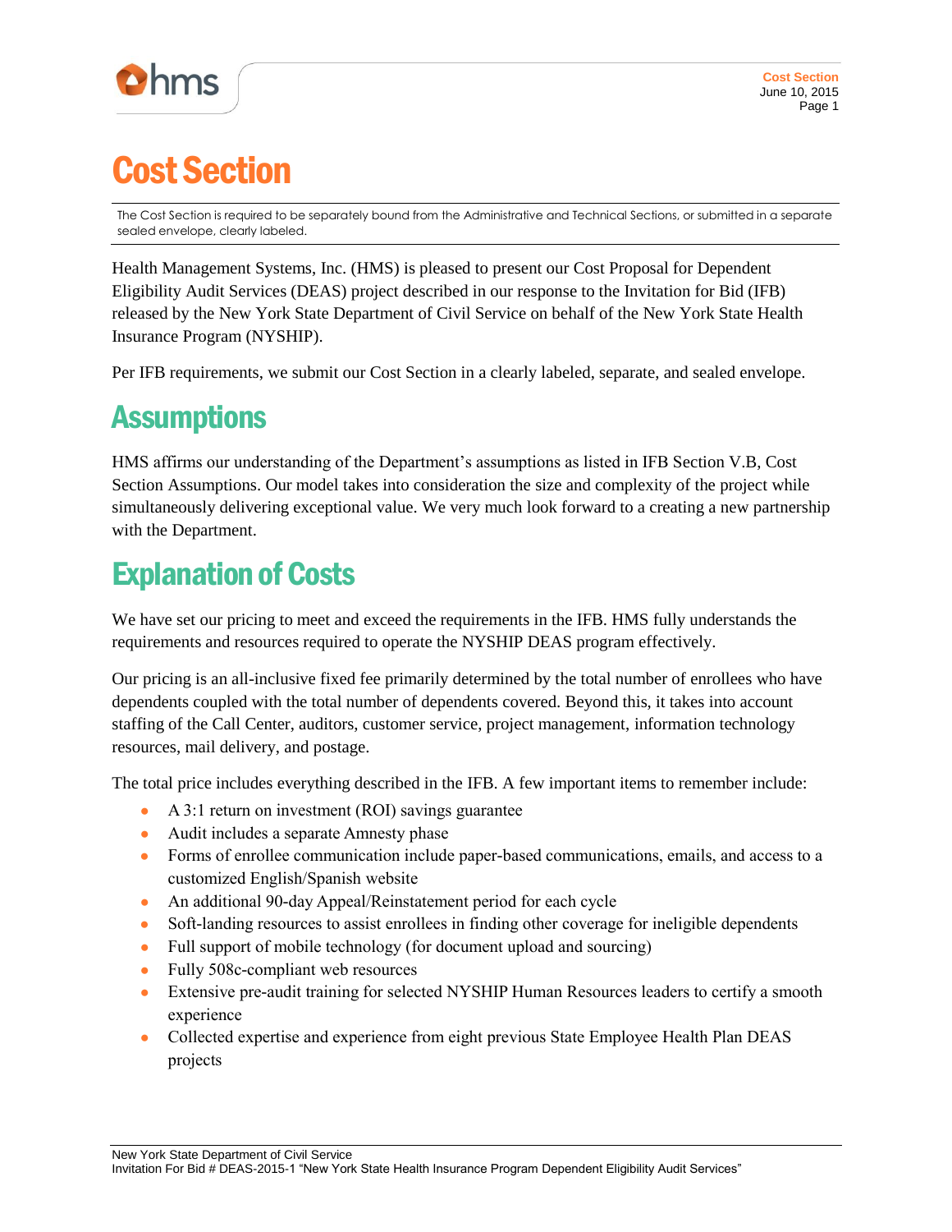# Cost Section

The Cost Section is required to be separately bound from the Administrative and Technical Sections, or submitted in a separate sealed envelope, clearly labeled.

Health Management Systems, Inc. (HMS) is pleased to present our Cost Proposal for Dependent Eligibility Audit Services (DEAS) project described in our response to the Invitation for Bid (IFB) released by the New York State Department of Civil Service on behalf of the New York State Health Insurance Program (NYSHIP).

Per IFB requirements, we submit our Cost Section in a clearly labeled, separate, and sealed envelope.

## Assumptions

HMS affirms our understanding of the Department's assumptions as listed in IFB Section V.B, Cost Section Assumptions. Our model takes into consideration the size and complexity of the project while simultaneously delivering exceptional value. We very much look forward to a creating a new partnership with the Department.

## Explanation of Costs

We have set our pricing to meet and exceed the requirements in the IFB. HMS fully understands the requirements and resources required to operate the NYSHIP DEAS program effectively.

Our pricing is an all-inclusive fixed fee primarily determined by the total number of enrollees who have dependents coupled with the total number of dependents covered. Beyond this, it takes into account staffing of the Call Center, auditors, customer service, project management, information technology resources, mail delivery, and postage.

The total price includes everything described in the IFB. A few important items to remember include:

- A 3:1 return on investment (ROI) savings guarantee
- Audit includes a separate Amnesty phase
- Forms of enrollee communication include paper-based communications, emails, and access to a customized English/Spanish website
- An additional 90-day Appeal/Reinstatement period for each cycle
- Soft-landing resources to assist enrollees in finding other coverage for ineligible dependents
- Full support of mobile technology (for document upload and sourcing)
- Fully 508c-compliant web resources
- Extensive pre-audit training for selected NYSHIP Human Resources leaders to certify a smooth experience
- Collected expertise and experience from eight previous State Employee Health Plan DEAS projects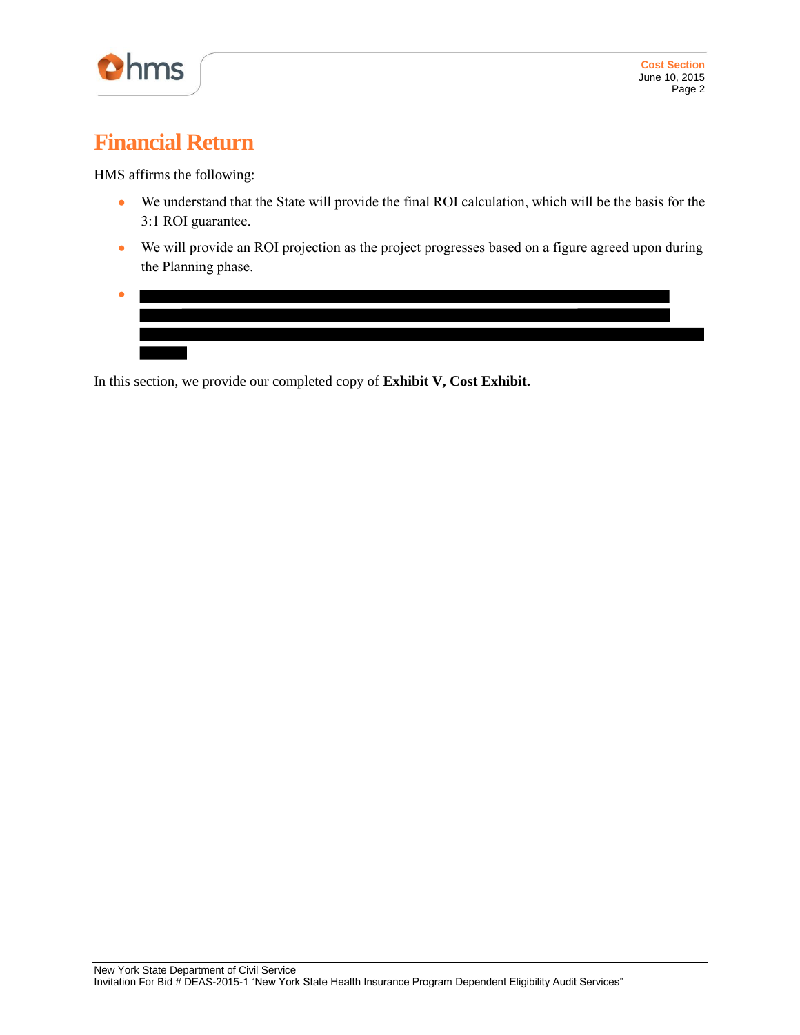# Financial Return

HMS affirms the following:

- We understand that the State will provide the final ROI calculation, which will be the basis for the 3:1 ROI guarantee.
- We will provide an ROI projection as the project progresses based on a figure agreed upon during the Planning phase.
- [REDACTED]

In this section, we provide our completed copy of **Exhibit V, Cost Exhibit.**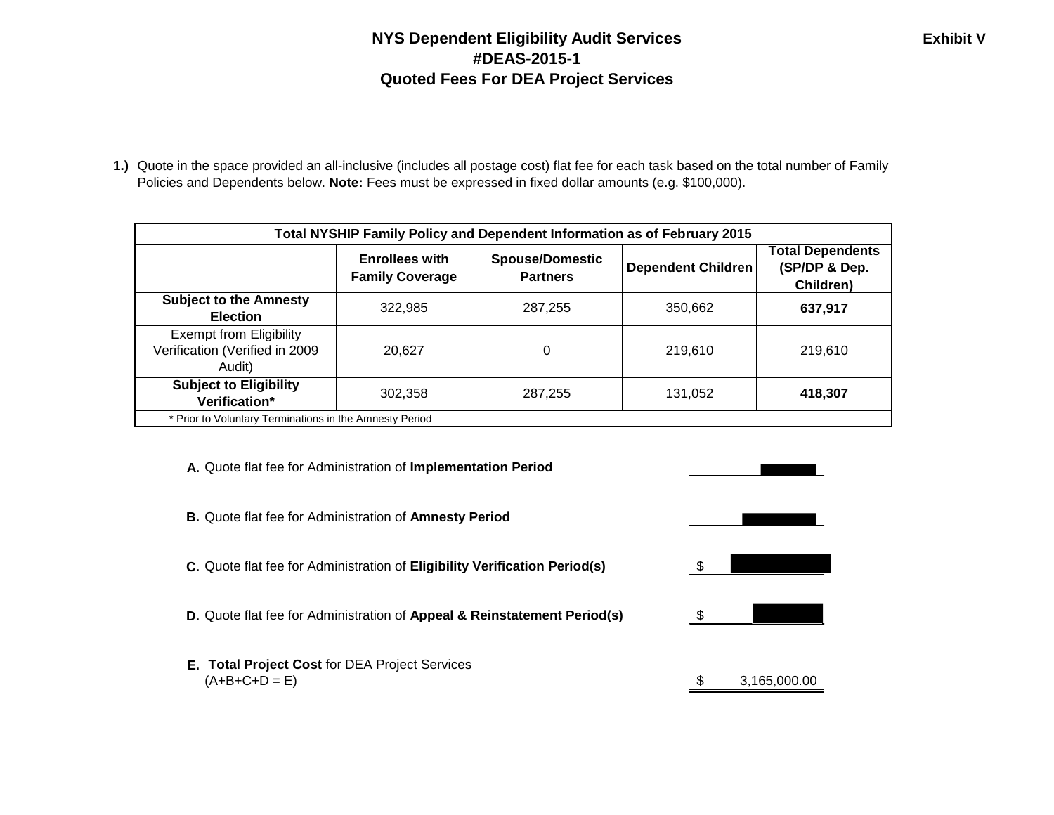**Exhibit V**

# NYS Dependent Eligibility Audit Services
## #DEAS-2015-1
## Quoted Fees For DEA Project Services

**1.)** Quote in the space provided an all-inclusive (includes all postage cost) flat fee for each task based on the total number of Family Policies and Dependents below. **Note:** Fees must be expressed in fixed dollar amounts (e.g. $100,000).

| **Total NYSHIP Family Policy and Dependent Information as of February 2015** | | | | |
|---|---|---|---|---|
| | **Enrollees with Family Coverage** | **Spouse/Domestic Partners** | **Dependent Children** | **Total Dependents (SP/DP & Dep. Children)** |
| **Subject to the Amnesty Election** | 322,985 | 287,255 | 350,662 | **637,917** |
| Exempt from Eligibility Verification (Verified in 2009 Audit) | 20,627 | 0 | 219,610 | 219,610 |
| **Subject to Eligibility Verification*** | 302,358 | 287,255 | 131,052 | **418,307** |

* Prior to Voluntary Terminations in the Amnesty Period

**A.** Quote flat fee for Administration of **Implementation Period** ________

**B.** Quote flat fee for Administration of **Amnesty Period** ________

**C.** Quote flat fee for Administration of **Eligibility Verification Period(s)** $ ________

**D.** Quote flat fee for Administration of **Appeal & Reinstatement Period(s)** $ ________

**E.** **Total Project Cost** for DEA Project Services (A+B+C+D = E) $ 3,165,000.00